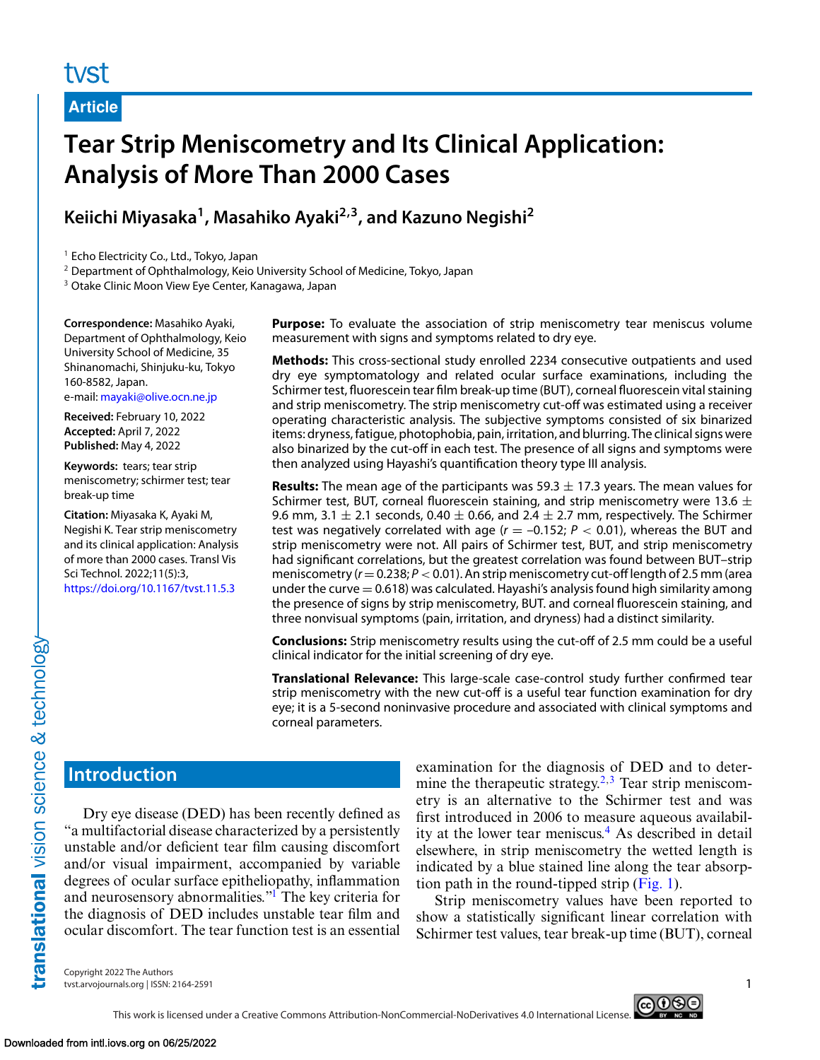tvst

**Article**

# Tear Strip Meniscometry and Its Clinical Application: Analysis of More Than 2000 Cases

**Keiichi Miyasaka[1], Masahiko Ayaki[2,3], and Kazuno Negishi[2]**

[1] Echo Electricity Co., Ltd., Tokyo, Japan
[2] Department of Ophthalmology, Keio University School of Medicine, Tokyo, Japan
[3] Otake Clinic Moon View Eye Center, Kanagawa, Japan

**Correspondence:** Masahiko Ayaki, Department of Ophthalmology, Keio University School of Medicine, 35 Shinanomachi, Shinjuku-ku, Tokyo 160-8582, Japan.
e-mail: mayaki@olive.ocn.ne.jp

**Received:** February 10, 2022
**Accepted:** April 7, 2022
**Published:** May 4, 2022

**Keywords:** tears; tear strip meniscometry; schirmer test; tear break-up time

**Citation:** Miyasaka K, Ayaki M, Negishi K. Tear strip meniscometry and its clinical application: Analysis of more than 2000 cases. Transl Vis Sci Technol. 2022;11(5):3, https://doi.org/10.1167/tvst.11.5.3

**Purpose:** To evaluate the association of strip meniscometry tear meniscus volume measurement with signs and symptoms related to dry eye.

**Methods:** This cross-sectional study enrolled 2234 consecutive outpatients and used dry eye symptomatology and related ocular surface examinations, including the Schirmer test, fluorescein tear film break-up time (BUT), corneal fluorescein vital staining and strip meniscometry. The strip meniscometry cut-off was estimated using a receiver operating characteristic analysis. The subjective symptoms consisted of six binarized items: dryness, fatigue, photophobia, pain, irritation, and blurring. The clinical signs were also binarized by the cut-off in each test. The presence of all signs and symptoms were then analyzed using Hayashi's quantification theory type III analysis.

**Results:** The mean age of the participants was 59.3 ± 17.3 years. The mean values for Schirmer test, BUT, corneal fluorescein staining, and strip meniscometry were 13.6 ± 9.6 mm, 3.1 ± 2.1 seconds, 0.40 ± 0.66, and 2.4 ± 2.7 mm, respectively. The Schirmer test was negatively correlated with age ($r = -0.152$; $P < 0.01$), whereas the BUT and strip meniscometry were not. All pairs of Schirmer test, BUT, and strip meniscometry had significant correlations, but the greatest correlation was found between BUT–strip meniscometry ($r = 0.238$; $P < 0.01$). An strip meniscometry cut-off length of 2.5 mm (area under the curve = 0.618) was calculated. Hayashi's analysis found high similarity among the presence of signs by strip meniscometry, BUT. and corneal fluorescein staining, and three nonvisual symptoms (pain, irritation, and dryness) had a distinct similarity.

**Conclusions:** Strip meniscometry results using the cut-off of 2.5 mm could be a useful clinical indicator for the initial screening of dry eye.

**Translational Relevance:** This large-scale case-control study further confirmed tear strip meniscometry with the new cut-off is a useful tear function examination for dry eye; it is a 5-second noninvasive procedure and associated with clinical symptoms and corneal parameters.

## Introduction

Dry eye disease (DED) has been recently defined as "a multifactorial disease characterized by a persistently unstable and/or deficient tear film causing discomfort and/or visual impairment, accompanied by variable degrees of ocular surface epitheliopathy, inflammation and neurosensory abnormalities."[1] The key criteria for the diagnosis of DED includes unstable tear film and ocular discomfort. The tear function test is an essential examination for the diagnosis of DED and to determine the therapeutic strategy.[2,3] Tear strip meniscometry is an alternative to the Schirmer test and was first introduced in 2006 to measure aqueous availability at the lower tear meniscus.[4] As described in detail elsewhere, in strip meniscometry the wetted length is indicated by a blue stained line along the tear absorption path in the round-tipped strip (Fig. 1).

Strip meniscometry values have been reported to show a statistically significant linear correlation with Schirmer test values, tear break-up time (BUT), corneal

Copyright 2022 The Authors
tvst.arvojournals.org | ISSN: 2164-2591

This work is licensed under a Creative Commons Attribution-NonCommercial-NoDerivatives 4.0 International License.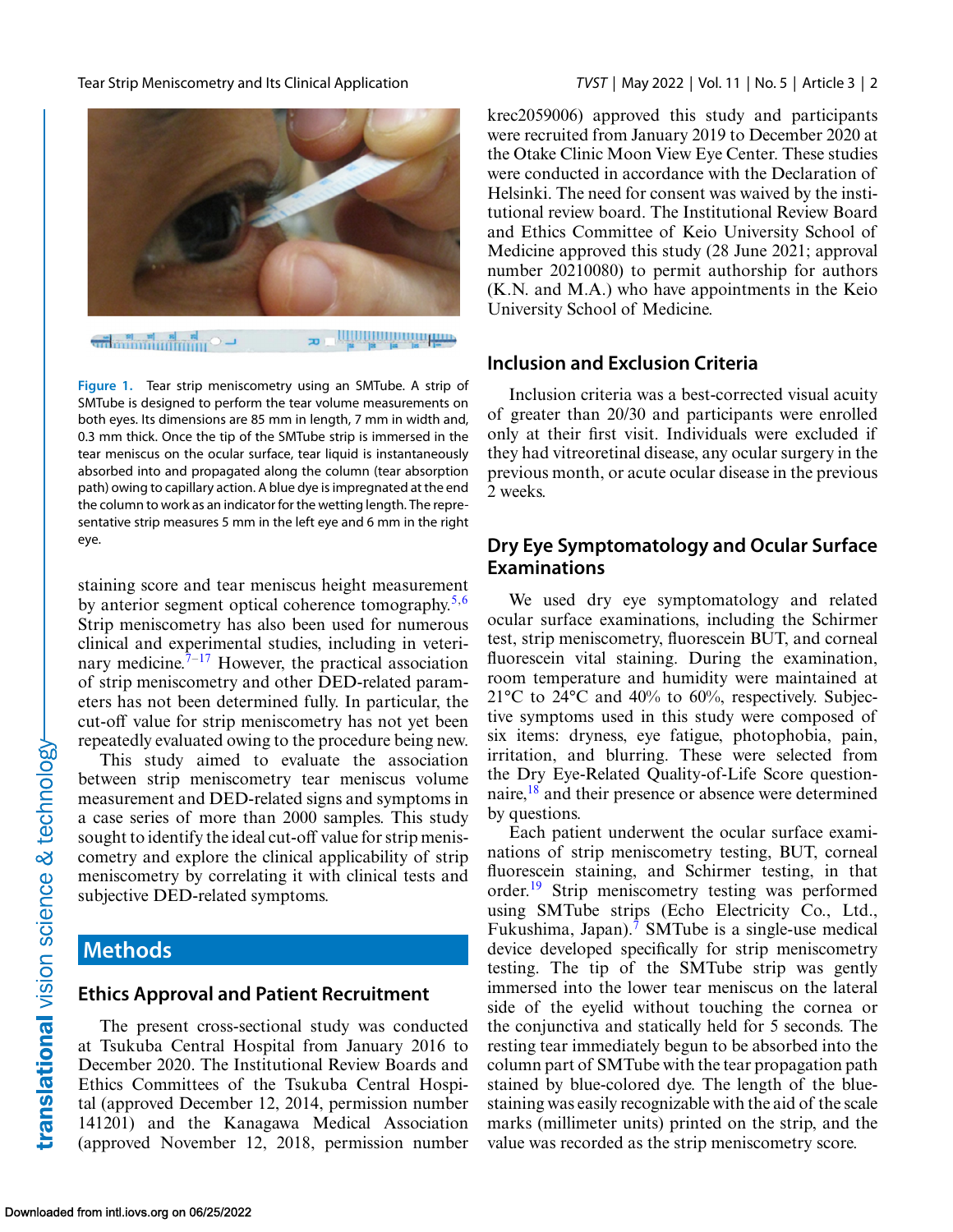Figure 1. Tear strip meniscometry using an SMTube. A strip of SMTube is designed to perform the tear volume measurements on both eyes. Its dimensions are 85 mm in length, 7 mm in width and, 0.3 mm thick. Once the tip of the SMTube strip is immersed in the tear meniscus on the ocular surface, tear liquid is instantaneously absorbed into and propagated along the column (tear absorption path) owing to capillary action. A blue dye is impregnated at the end the column to work as an indicator for the wetting length. The representative strip measures 5 mm in the left eye and 6 mm in the right eye.

staining score and tear meniscus height measurement by anterior segment optical coherence tomography.[5,6] Strip meniscometry has also been used for numerous clinical and experimental studies, including in veterinary medicine.[7–17] However, the practical association of strip meniscometry and other DED-related parameters has not been determined fully. In particular, the cut-off value for strip meniscometry has not yet been repeatedly evaluated owing to the procedure being new.

This study aimed to evaluate the association between strip meniscometry tear meniscus volume measurement and DED-related signs and symptoms in a case series of more than 2000 samples. This study sought to identify the ideal cut-off value for strip meniscometry and explore the clinical applicability of strip meniscometry by correlating it with clinical tests and subjective DED-related symptoms.

## Methods

### Ethics Approval and Patient Recruitment

The present cross-sectional study was conducted at Tsukuba Central Hospital from January 2016 to December 2020. The Institutional Review Boards and Ethics Committees of the Tsukuba Central Hospital (approved December 12, 2014, permission number 141201) and the Kanagawa Medical Association (approved November 12, 2018, permission number krec2059006) approved this study and participants were recruited from January 2019 to December 2020 at the Otake Clinic Moon View Eye Center. These studies were conducted in accordance with the Declaration of Helsinki. The need for consent was waived by the institutional review board. The Institutional Review Board and Ethics Committee of Keio University School of Medicine approved this study (28 June 2021; approval number 20210080) to permit authorship for authors (K.N. and M.A.) who have appointments in the Keio University School of Medicine.

### Inclusion and Exclusion Criteria

Inclusion criteria was a best-corrected visual acuity of greater than 20/30 and participants were enrolled only at their first visit. Individuals were excluded if they had vitreoretinal disease, any ocular surgery in the previous month, or acute ocular disease in the previous 2 weeks.

### Dry Eye Symptomatology and Ocular Surface Examinations

We used dry eye symptomatology and related ocular surface examinations, including the Schirmer test, strip meniscometry, fluorescein BUT, and corneal fluorescein vital staining. During the examination, room temperature and humidity were maintained at 21°C to 24°C and 40% to 60%, respectively. Subjective symptoms used in this study were composed of six items: dryness, eye fatigue, photophobia, pain, irritation, and blurring. These were selected from the Dry Eye-Related Quality-of-Life Score questionnaire,[18] and their presence or absence were determined by questions.

Each patient underwent the ocular surface examinations of strip meniscometry testing, BUT, corneal fluorescein staining, and Schirmer testing, in that order.[19] Strip meniscometry testing was performed using SMTube strips (Echo Electricity Co., Ltd., Fukushima, Japan).[7] SMTube is a single-use medical device developed specifically for strip meniscometry testing. The tip of the SMTube strip was gently immersed into the lower tear meniscus on the lateral side of the eyelid without touching the cornea or the conjunctiva and statically held for 5 seconds. The resting tear immediately begun to be absorbed into the column part of SMTube with the tear propagation path stained by blue-colored dye. The length of the blue-staining was easily recognizable with the aid of the scale marks (millimeter units) printed on the strip, and the value was recorded as the strip meniscometry score.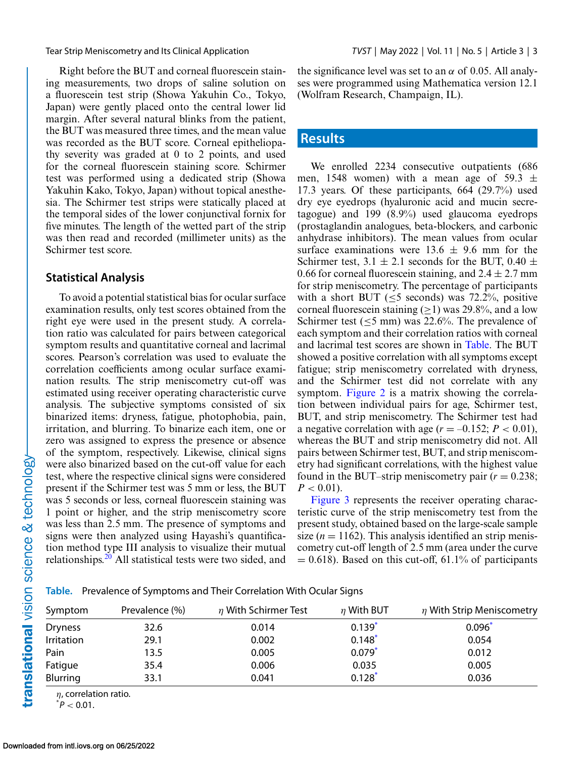Right before the BUT and corneal fluorescein staining measurements, two drops of saline solution on a fluorescein test strip (Showa Yakuhin Co., Tokyo, Japan) were gently placed onto the central lower lid margin. After several natural blinks from the patient, the BUT was measured three times, and the mean value was recorded as the BUT score. Corneal epitheliopathy severity was graded at 0 to 2 points, and used for the corneal fluorescein staining score. Schirmer test was performed using a dedicated strip (Showa Yakuhin Kako, Tokyo, Japan) without topical anesthesia. The Schirmer test strips were statically placed at the temporal sides of the lower conjunctival fornix for five minutes. The length of the wetted part of the strip was then read and recorded (millimeter units) as the Schirmer test score.

## Statistical Analysis

To avoid a potential statistical bias for ocular surface examination results, only test scores obtained from the right eye were used in the present study. A correlation ratio was calculated for pairs between categorical symptom results and quantitative corneal and lacrimal scores. Pearson's correlation was used to evaluate the correlation coefficients among ocular surface examination results. The strip meniscometry cut-off was estimated using receiver operating characteristic curve analysis. The subjective symptoms consisted of six binarized items: dryness, fatigue, photophobia, pain, irritation, and blurring. To binarize each item, one or zero was assigned to express the presence or absence of the symptom, respectively. Likewise, clinical signs were also binarized based on the cut-off value for each test, where the respective clinical signs were considered present if the Schirmer test was 5 mm or less, the BUT was 5 seconds or less, corneal fluorescein staining was 1 point or higher, and the strip meniscometry score was less than 2.5 mm. The presence of symptoms and signs were then analyzed using Hayashi's quantification method type III analysis to visualize their mutual relationships.[20] All statistical tests were two sided, and the significance level was set to an $\alpha$ of 0.05. All analyses were programmed using Mathematica version 12.1 (Wolfram Research, Champaign, IL).

# Results

We enrolled 2234 consecutive outpatients (686 men, 1548 women) with a mean age of 59.3 $\pm$ 17.3 years. Of these participants, 664 (29.7%) used dry eye eyedrops (hyaluronic acid and mucin secretagogue) and 199 (8.9%) used glaucoma eyedrops (prostaglandin analogues, beta-blockers, and carbonic anhydrase inhibitors). The mean values from ocular surface examinations were 13.6 $\pm$ 9.6 mm for the Schirmer test, 3.1 $\pm$ 2.1 seconds for the BUT, 0.40 $\pm$ 0.66 for corneal fluorescein staining, and 2.4 $\pm$ 2.7 mm for strip meniscometry. The percentage of participants with a short BUT ($\leq$5 seconds) was 72.2%, positive corneal fluorescein staining ($\geq$1) was 29.8%, and a low Schirmer test ($\leq$5 mm) was 22.6%. The prevalence of each symptom and their correlation ratios with corneal and lacrimal test scores are shown in Table. The BUT showed a positive correlation with all symptoms except fatigue; strip meniscometry correlated with dryness, and the Schirmer test did not correlate with any symptom. Figure 2 is a matrix showing the correlation between individual pairs for age, Schirmer test, BUT, and strip meniscometry. The Schirmer test had a negative correlation with age ($r = -0.152$; $P < 0.01$), whereas the BUT and strip meniscometry did not. All pairs between Schirmer test, BUT, and strip meniscometry had significant correlations, with the highest value found in the BUT–strip meniscometry pair ($r = 0.238$; $P < 0.01$).

Figure 3 represents the receiver operating characteristic curve of the strip meniscometry test from the present study, obtained based on the large-scale sample size ($n = 1162$). This analysis identified an strip meniscometry cut-off length of 2.5 mm (area under the curve = 0.618). Based on this cut-off, 61.1% of participants

**Table.** Prevalence of Symptoms and Their Correlation With Ocular Signs

| Symptom | Prevalence (%) | $\eta$ With Schirmer Test | $\eta$ With BUT | $\eta$ With Strip Meniscometry |
|---|---|---|---|---|
| Dryness | 32.6 | 0.014 | 0.139* | 0.096* |
| Irritation | 29.1 | 0.002 | 0.148* | 0.054 |
| Pain | 13.5 | 0.005 | 0.079* | 0.012 |
| Fatigue | 35.4 | 0.006 | 0.035 | 0.005 |
| Blurring | 33.1 | 0.041 | 0.128* | 0.036 |

$\eta$, correlation ratio.
*$P < 0.01$.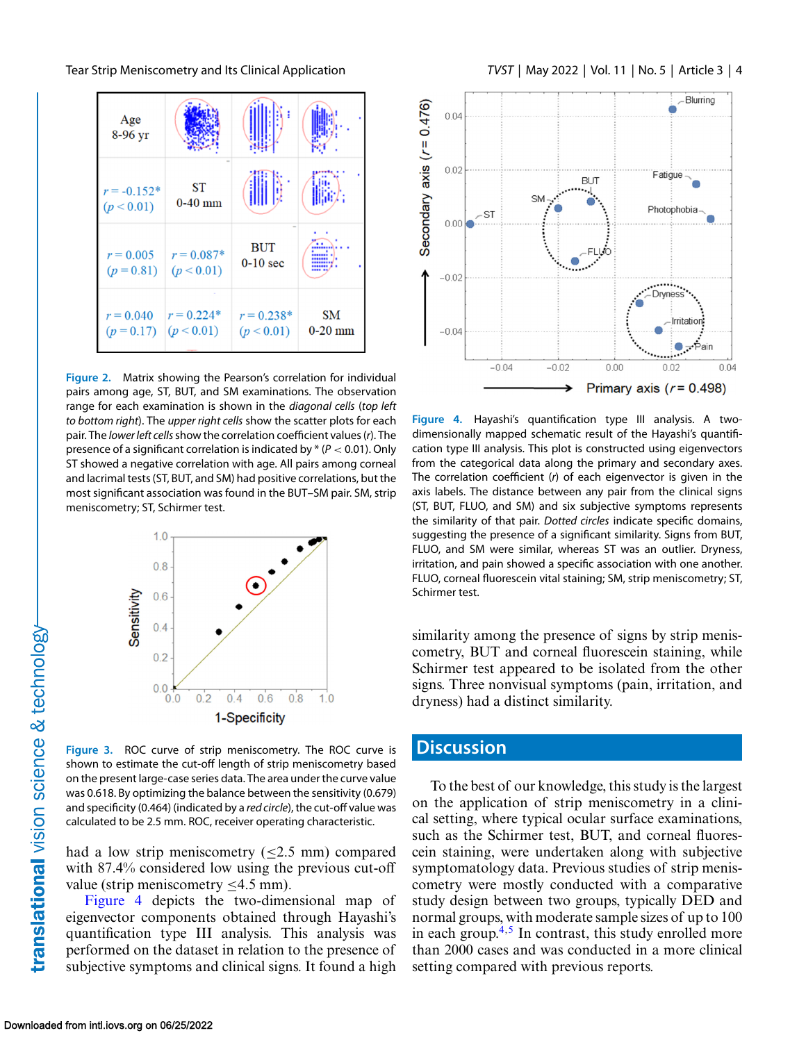Figure 2. Matrix showing the Pearson's correlation for individual pairs among age, ST, BUT, and SM examinations. The observation range for each examination is shown in the *diagonal cells* (*top left to bottom right*). The *upper right cells* show the scatter plots for each pair. The *lower left cells* show the correlation coefficient values ($r$). The presence of a significant correlation is indicated by * ($P < 0.01$). Only ST showed a negative correlation with age. All pairs among corneal and lacrimal tests (ST, BUT, and SM) had positive correlations, but the most significant association was found in the BUT–SM pair. SM, strip meniscometry; ST, Schirmer test.

Figure 3. ROC curve of strip meniscometry. The ROC curve is shown to estimate the cut-off length of strip meniscometry based on the present large-case series data. The area under the curve value was 0.618. By optimizing the balance between the sensitivity (0.679) and specificity (0.464) (indicated by a *red circle*), the cut-off value was calculated to be 2.5 mm. ROC, receiver operating characteristic.

had a low strip meniscometry (≤2.5 mm) compared with 87.4% considered low using the previous cut-off value (strip meniscometry ≤4.5 mm).

Figure 4 depicts the two-dimensional map of eigenvector components obtained through Hayashi's quantification type III analysis. This analysis was performed on the dataset in relation to the presence of subjective symptoms and clinical signs. It found a high similarity among the presence of signs by strip meniscometry, BUT and corneal fluorescein staining, while Schirmer test appeared to be isolated from the other signs. Three nonvisual symptoms (pain, irritation, and dryness) had a distinct similarity.

Figure 4. Hayashi's quantification type III analysis. A two-dimensionally mapped schematic result of the Hayashi's quantification type III analysis. This plot is constructed using eigenvectors from the categorical data along the primary and secondary axes. The correlation coefficient ($r$) of each eigenvector is given in the axis labels. The distance between any pair from the clinical signs (ST, BUT, FLUO, and SM) and six subjective symptoms represents the similarity of that pair. *Dotted circles* indicate specific domains, suggesting the presence of a significant similarity. Signs from BUT, FLUO, and SM were similar, whereas ST was an outlier. Dryness, irritation, and pain showed a specific association with one another. FLUO, corneal fluorescein vital staining; SM, strip meniscometry; ST, Schirmer test.

## Discussion

To the best of our knowledge, this study is the largest on the application of strip meniscometry in a clinical setting, where typical ocular surface examinations, such as the Schirmer test, BUT, and corneal fluorescein staining, were undertaken along with subjective symptomatology data. Previous studies of strip meniscometry were mostly conducted with a comparative study design between two groups, typically DED and normal groups, with moderate sample sizes of up to 100 in each group.[4,5] In contrast, this study enrolled more than 2000 cases and was conducted in a more clinical setting compared with previous reports.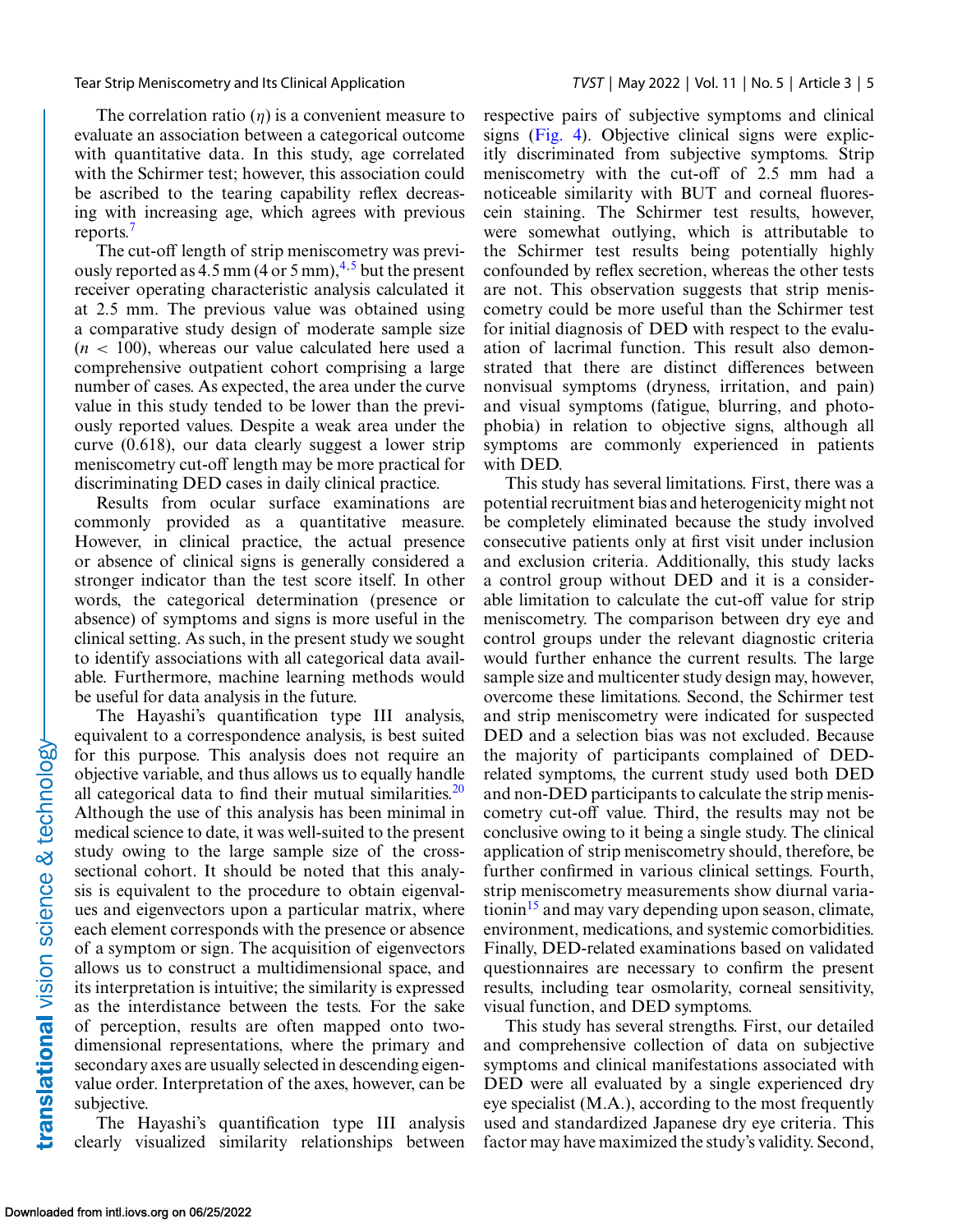The correlation ratio ($\eta$) is a convenient measure to evaluate an association between a categorical outcome with quantitative data. In this study, age correlated with the Schirmer test; however, this association could be ascribed to the tearing capability reflex decreasing with increasing age, which agrees with previous reports.[7]

The cut-off length of strip meniscometry was previously reported as 4.5 mm (4 or 5 mm),[4,5] but the present receiver operating characteristic analysis calculated it at 2.5 mm. The previous value was obtained using a comparative study design of moderate sample size ($n$ < 100), whereas our value calculated here used a comprehensive outpatient cohort comprising a large number of cases. As expected, the area under the curve value in this study tended to be lower than the previously reported values. Despite a weak area under the curve (0.618), our data clearly suggest a lower strip meniscometry cut-off length may be more practical for discriminating DED cases in daily clinical practice.

Results from ocular surface examinations are commonly provided as a quantitative measure. However, in clinical practice, the actual presence or absence of clinical signs is generally considered a stronger indicator than the test score itself. In other words, the categorical determination (presence or absence) of symptoms and signs is more useful in the clinical setting. As such, in the present study we sought to identify associations with all categorical data available. Furthermore, machine learning methods would be useful for data analysis in the future.

The Hayashi's quantification type III analysis, equivalent to a correspondence analysis, is best suited for this purpose. This analysis does not require an objective variable, and thus allows us to equally handle all categorical data to find their mutual similarities.[20] Although the use of this analysis has been minimal in medical science to date, it was well-suited to the present study owing to the large sample size of the cross-sectional cohort. It should be noted that this analysis is equivalent to the procedure to obtain eigenvalues and eigenvectors upon a particular matrix, where each element corresponds with the presence or absence of a symptom or sign. The acquisition of eigenvectors allows us to construct a multidimensional space, and its interpretation is intuitive; the similarity is expressed as the interdistance between the tests. For the sake of perception, results are often mapped onto two-dimensional representations, where the primary and secondary axes are usually selected in descending eigenvalue order. Interpretation of the axes, however, can be subjective.

The Hayashi's quantification type III analysis clearly visualized similarity relationships between respective pairs of subjective symptoms and clinical signs (Fig. 4). Objective clinical signs were explicitly discriminated from subjective symptoms. Strip meniscometry with the cut-off of 2.5 mm had a noticeable similarity with BUT and corneal fluorescein staining. The Schirmer test results, however, were somewhat outlying, which is attributable to the Schirmer test results being potentially highly confounded by reflex secretion, whereas the other tests are not. This observation suggests that strip meniscometry could be more useful than the Schirmer test for initial diagnosis of DED with respect to the evaluation of lacrimal function. This result also demonstrated that there are distinct differences between nonvisual symptoms (dryness, irritation, and pain) and visual symptoms (fatigue, blurring, and photophobia) in relation to objective signs, although all symptoms are commonly experienced in patients with DED.

This study has several limitations. First, there was a potential recruitment bias and heterogenicity might not be completely eliminated because the study involved consecutive patients only at first visit under inclusion and exclusion criteria. Additionally, this study lacks a control group without DED and it is a considerable limitation to calculate the cut-off value for strip meniscometry. The comparison between dry eye and control groups under the relevant diagnostic criteria would further enhance the current results. The large sample size and multicenter study design may, however, overcome these limitations. Second, the Schirmer test and strip meniscometry were indicated for suspected DED and a selection bias was not excluded. Because the majority of participants complained of DED-related symptoms, the current study used both DED and non-DED participants to calculate the strip meniscometry cut-off value. Third, the results may not be conclusive owing to it being a single study. The clinical application of strip meniscometry should, therefore, be further confirmed in various clinical settings. Fourth, strip meniscometry measurements show diurnal variationin[15] and may vary depending upon season, climate, environment, medications, and systemic comorbidities. Finally, DED-related examinations based on validated questionnaires are necessary to confirm the present results, including tear osmolarity, corneal sensitivity, visual function, and DED symptoms.

This study has several strengths. First, our detailed and comprehensive collection of data on subjective symptoms and clinical manifestations associated with DED were all evaluated by a single experienced dry eye specialist (M.A.), according to the most frequently used and standardized Japanese dry eye criteria. This factor may have maximized the study's validity. Second,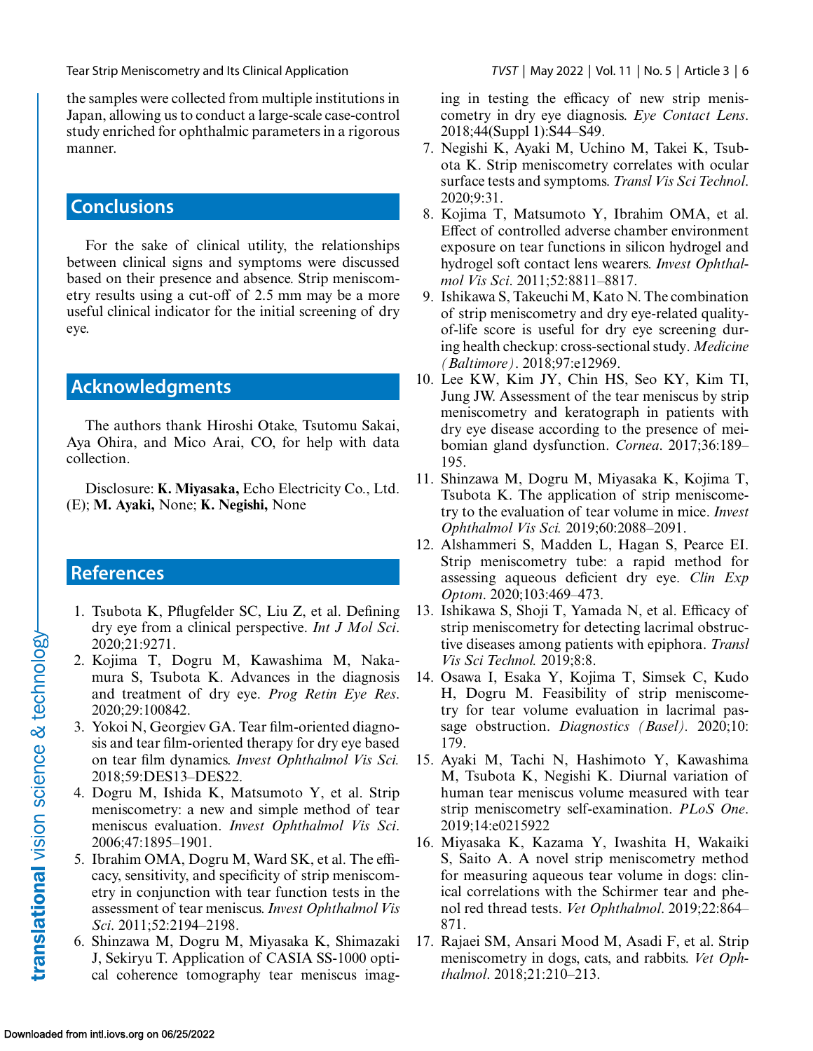the samples were collected from multiple institutions in Japan, allowing us to conduct a large-scale case-control study enriched for ophthalmic parameters in a rigorous manner.

## Conclusions

For the sake of clinical utility, the relationships between clinical signs and symptoms were discussed based on their presence and absence. Strip meniscometry results using a cut-off of 2.5 mm may be a more useful clinical indicator for the initial screening of dry eye.

## Acknowledgments

The authors thank Hiroshi Otake, Tsutomu Sakai, Aya Ohira, and Mico Arai, CO, for help with data collection.

Disclosure: **K. Miyasaka,** Echo Electricity Co., Ltd. (E); **M. Ayaki,** None; **K. Negishi,** None

## References

1. Tsubota K, Pflugfelder SC, Liu Z, et al. Defining dry eye from a clinical perspective. *Int J Mol Sci*. 2020;21:9271.
2. Kojima T, Dogru M, Kawashima M, Nakamura S, Tsubota K. Advances in the diagnosis and treatment of dry eye. *Prog Retin Eye Res*. 2020;29:100842.
3. Yokoi N, Georgiev GA. Tear film-oriented diagnosis and tear film-oriented therapy for dry eye based on tear film dynamics. *Invest Ophthalmol Vis Sci.* 2018;59:DES13–DES22.
4. Dogru M, Ishida K, Matsumoto Y, et al. Strip meniscometry: a new and simple method of tear meniscus evaluation. *Invest Ophthalmol Vis Sci*. 2006;47:1895–1901.
5. Ibrahim OMA, Dogru M, Ward SK, et al. The efficacy, sensitivity, and specificity of strip meniscometry in conjunction with tear function tests in the assessment of tear meniscus. *Invest Ophthalmol Vis Sci*. 2011;52:2194–2198.
6. Shinzawa M, Dogru M, Miyasaka K, Shimazaki J, Sekiryu T. Application of CASIA SS-1000 optical coherence tomography tear meniscus imaging in testing the efficacy of new strip meniscometry in dry eye diagnosis. *Eye Contact Lens*. 2018;44(Suppl 1):S44–S49.
7. Negishi K, Ayaki M, Uchino M, Takei K, Tsubota K. Strip meniscometry correlates with ocular surface tests and symptoms. *Transl Vis Sci Technol*. 2020;9:31.
8. Kojima T, Matsumoto Y, Ibrahim OMA, et al. Effect of controlled adverse chamber environment exposure on tear functions in silicon hydrogel and hydrogel soft contact lens wearers. *Invest Ophthalmol Vis Sci*. 2011;52:8811–8817.
9. Ishikawa S, Takeuchi M, Kato N. The combination of strip meniscometry and dry eye-related quality-of-life score is useful for dry eye screening during health checkup: cross-sectional study. *Medicine (Baltimore)*. 2018;97:e12969.
10. Lee KW, Kim JY, Chin HS, Seo KY, Kim TI, Jung JW. Assessment of the tear meniscus by strip meniscometry and keratograph in patients with dry eye disease according to the presence of meibomian gland dysfunction. *Cornea*. 2017;36:189–195.
11. Shinzawa M, Dogru M, Miyasaka K, Kojima T, Tsubota K. The application of strip meniscometry to the evaluation of tear volume in mice. *Invest Ophthalmol Vis Sci.* 2019;60:2088–2091.
12. Alshammeri S, Madden L, Hagan S, Pearce EI. Strip meniscometry tube: a rapid method for assessing aqueous deficient dry eye. *Clin Exp Optom*. 2020;103:469–473.
13. Ishikawa S, Shoji T, Yamada N, et al. Efficacy of strip meniscometry for detecting lacrimal obstructive diseases among patients with epiphora. *Transl Vis Sci Technol.* 2019;8:8.
14. Osawa I, Esaka Y, Kojima T, Simsek C, Kudo H, Dogru M. Feasibility of strip meniscometry for tear volume evaluation in lacrimal passage obstruction. *Diagnostics (Basel).* 2020;10:179.
15. Ayaki M, Tachi N, Hashimoto Y, Kawashima M, Tsubota K, Negishi K. Diurnal variation of human tear meniscus volume measured with tear strip meniscometry self-examination. *PLoS One*. 2019;14:e0215922
16. Miyasaka K, Kazama Y, Iwashita H, Wakaiki S, Saito A. A novel strip meniscometry method for measuring aqueous tear volume in dogs: clinical correlations with the Schirmer tear and phenol red thread tests. *Vet Ophthalmol*. 2019;22:864–871.
17. Rajaei SM, Ansari Mood M, Asadi F, et al. Strip meniscometry in dogs, cats, and rabbits. *Vet Ophthalmol*. 2018;21:210–213.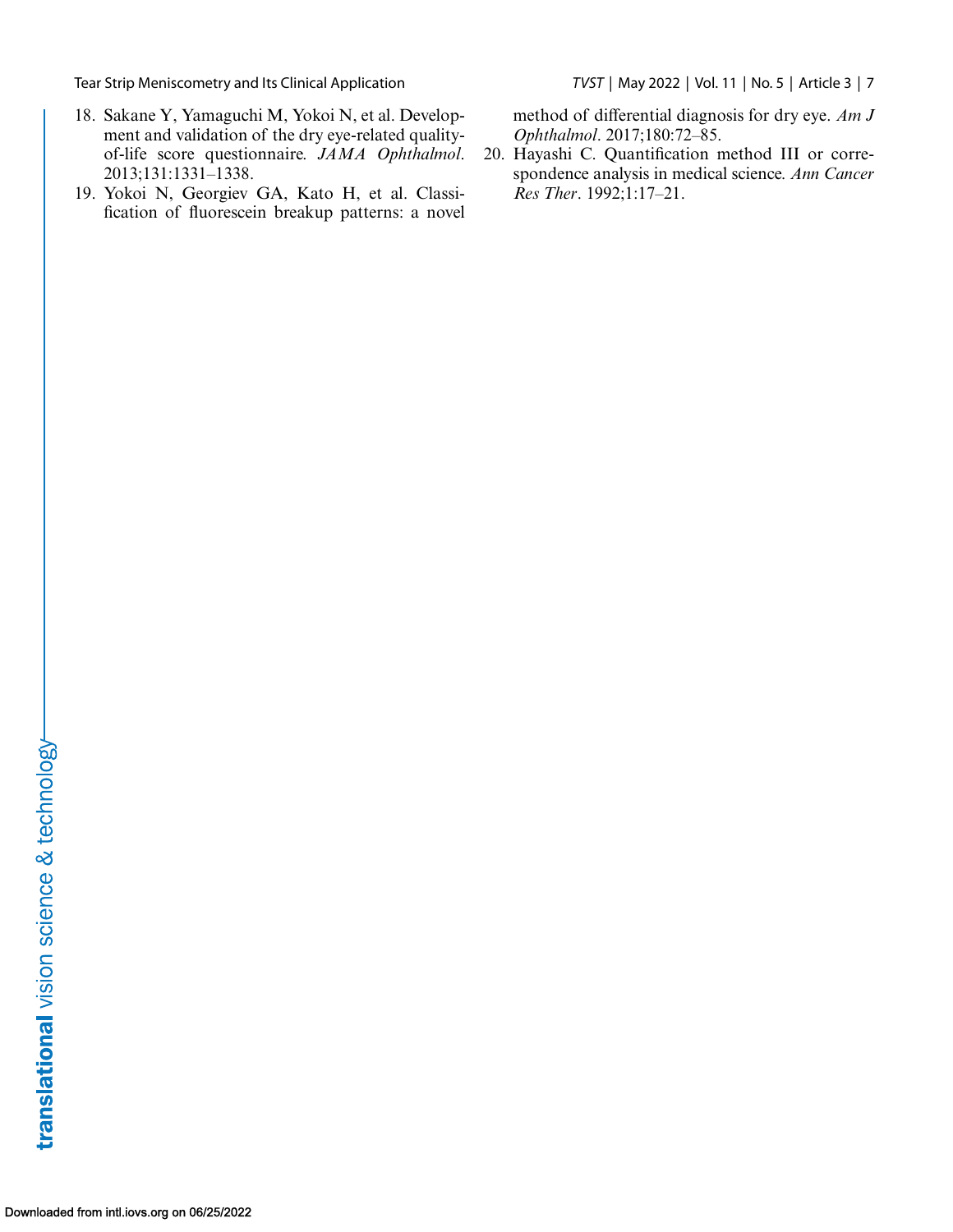18. Sakane Y, Yamaguchi M, Yokoi N, et al. Development and validation of the dry eye-related quality-of-life score questionnaire. *JAMA Ophthalmol*. 2013;131:1331–1338.
19. Yokoi N, Georgiev GA, Kato H, et al. Classification of fluorescein breakup patterns: a novel method of differential diagnosis for dry eye. *Am J Ophthalmol*. 2017;180:72–85.
20. Hayashi C. Quantification method III or correspondence analysis in medical science. *Ann Cancer Res Ther*. 1992;1:17–21.